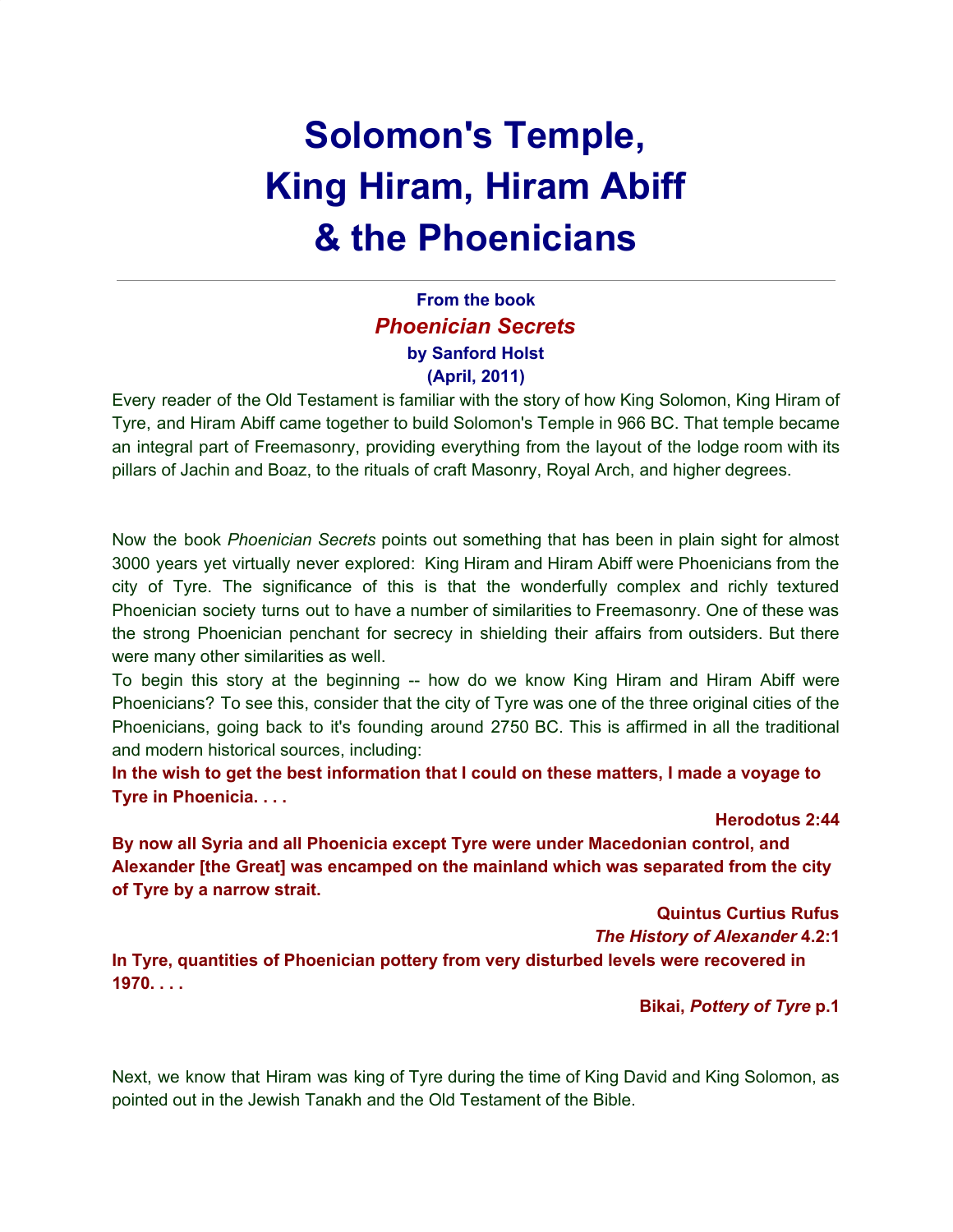# Solomon's Temple, King Hiram, Hiram Abiff & the Phoenicians

**From the book**
***Phoenician Secrets***
**by Sanford Holst**
**(April, 2011)**

Every reader of the Old Testament is familiar with the story of how King Solomon, King Hiram of Tyre, and Hiram Abiff came together to build Solomon's Temple in 966 BC. That temple became an integral part of Freemasonry, providing everything from the layout of the lodge room with its pillars of Jachin and Boaz, to the rituals of craft Masonry, Royal Arch, and higher degrees.

Now the book *Phoenician Secrets* points out something that has been in plain sight for almost 3000 years yet virtually never explored: King Hiram and Hiram Abiff were Phoenicians from the city of Tyre. The significance of this is that the wonderfully complex and richly textured Phoenician society turns out to have a number of similarities to Freemasonry. One of these was the strong Phoenician penchant for secrecy in shielding their affairs from outsiders. But there were many other similarities as well.

To begin this story at the beginning -- how do we know King Hiram and Hiram Abiff were Phoenicians? To see this, consider that the city of Tyre was one of the three original cities of the Phoenicians, going back to it's founding around 2750 BC. This is affirmed in all the traditional and modern historical sources, including:

**In the wish to get the best information that I could on these matters, I made a voyage to Tyre in Phoenicia. . . .**

**Herodotus 2:44**

**By now all Syria and all Phoenicia except Tyre were under Macedonian control, and Alexander [the Great] was encamped on the mainland which was separated from the city of Tyre by a narrow strait.**

**Quintus Curtius Rufus**
***The History of Alexander* 4.2:1**

**In Tyre, quantities of Phoenician pottery from very disturbed levels were recovered in 1970. . . .**

**Bikai, *Pottery of Tyre* p.1**

Next, we know that Hiram was king of Tyre during the time of King David and King Solomon, as pointed out in the Jewish Tanakh and the Old Testament of the Bible.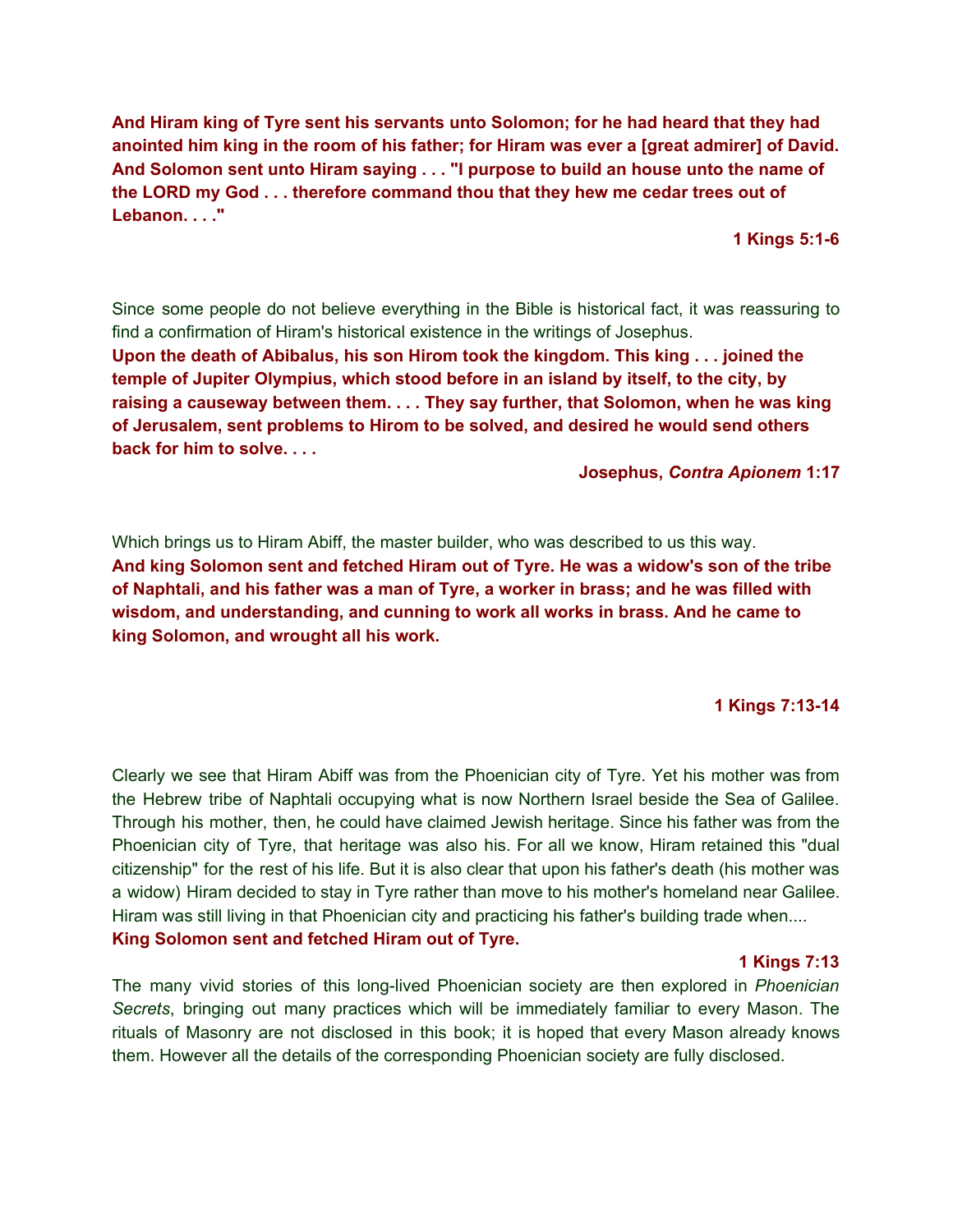**And Hiram king of Tyre sent his servants unto Solomon; for he had heard that they had anointed him king in the room of his father; for Hiram was ever a [great admirer] of David. And Solomon sent unto Hiram saying . . . "I purpose to build an house unto the name of the LORD my God . . . therefore command thou that they hew me cedar trees out of Lebanon. . . ."**

**1 Kings 5:1-6**

Since some people do not believe everything in the Bible is historical fact, it was reassuring to find a confirmation of Hiram's historical existence in the writings of Josephus.

**Upon the death of Abibalus, his son Hirom took the kingdom. This king . . . joined the temple of Jupiter Olympius, which stood before in an island by itself, to the city, by raising a causeway between them. . . . They say further, that Solomon, when he was king of Jerusalem, sent problems to Hirom to be solved, and desired he would send others back for him to solve. . . .**

**Josephus, *Contra Apionem* 1:17**

Which brings us to Hiram Abiff, the master builder, who was described to us this way.

**And king Solomon sent and fetched Hiram out of Tyre. He was a widow's son of the tribe of Naphtali, and his father was a man of Tyre, a worker in brass; and he was filled with wisdom, and understanding, and cunning to work all works in brass. And he came to king Solomon, and wrought all his work.**

**1 Kings 7:13-14**

Clearly we see that Hiram Abiff was from the Phoenician city of Tyre. Yet his mother was from the Hebrew tribe of Naphtali occupying what is now Northern Israel beside the Sea of Galilee. Through his mother, then, he could have claimed Jewish heritage. Since his father was from the Phoenician city of Tyre, that heritage was also his. For all we know, Hiram retained this "dual citizenship" for the rest of his life. But it is also clear that upon his father's death (his mother was a widow) Hiram decided to stay in Tyre rather than move to his mother's homeland near Galilee. Hiram was still living in that Phoenician city and practicing his father's building trade when....

**King Solomon sent and fetched Hiram out of Tyre.**

**1 Kings 7:13**

The many vivid stories of this long-lived Phoenician society are then explored in *Phoenician Secrets*, bringing out many practices which will be immediately familiar to every Mason. The rituals of Masonry are not disclosed in this book; it is hoped that every Mason already knows them. However all the details of the corresponding Phoenician society are fully disclosed.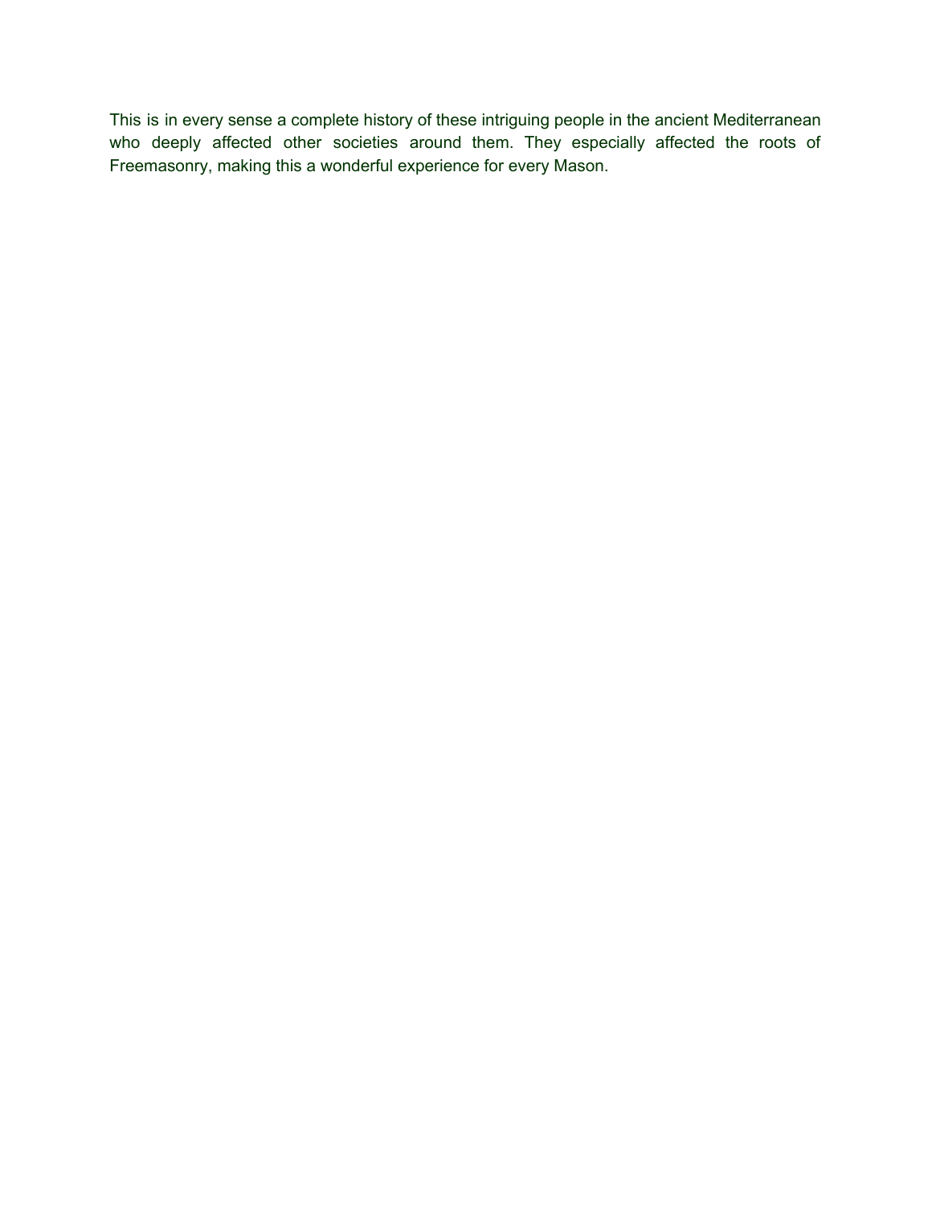This is in every sense a complete history of these intriguing people in the ancient Mediterranean who deeply affected other societies around them. They especially affected the roots of Freemasonry, making this a wonderful experience for every Mason.